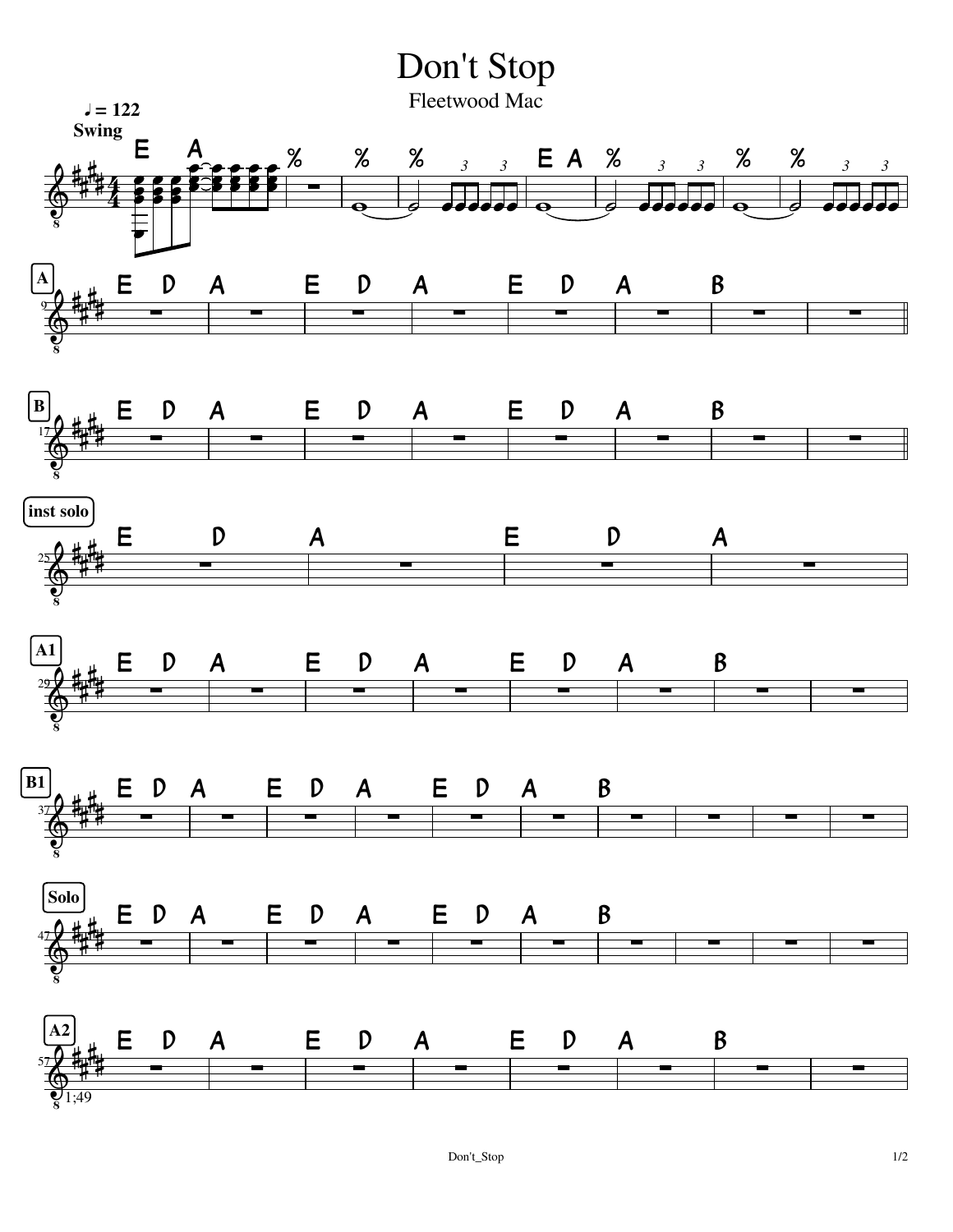# Don't Stop

Fleetwood Mac

♩= 122
Swing

E A % % % E A % % %

**A**

E D A E D A E D A B

**B**

E D A E D A E D A B

**inst solo**

E D A E D A

**A1**

E D A E D A E D A B

**B1**

E D A E D A E D A B

**Solo**

E D A E D A E D A B

**A2**

E D A E D A E D A B

1;49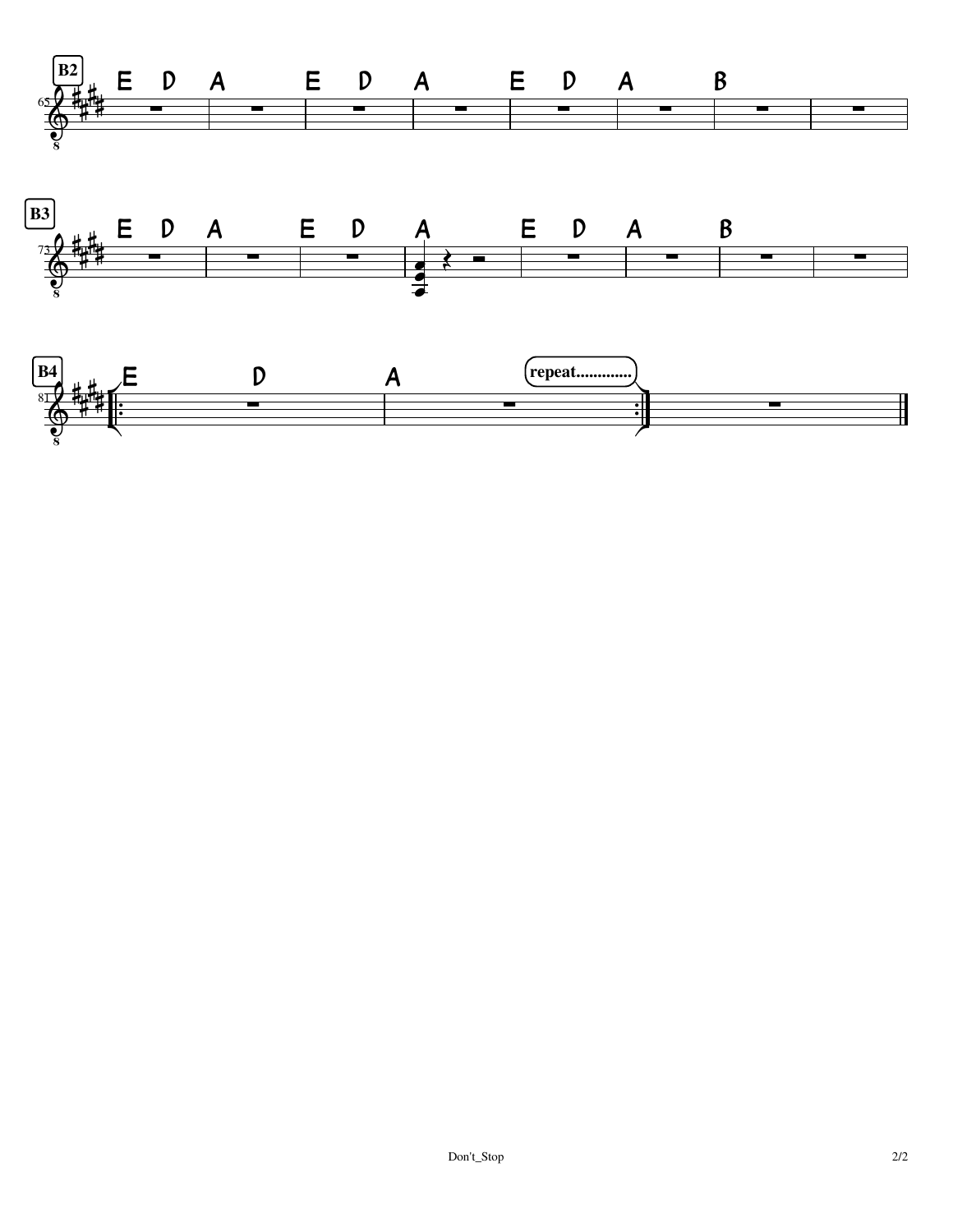**B2**

E D A E D A E D A B

**B3**

E D A E D A E D A B

**B4**

E D A

repeat.............